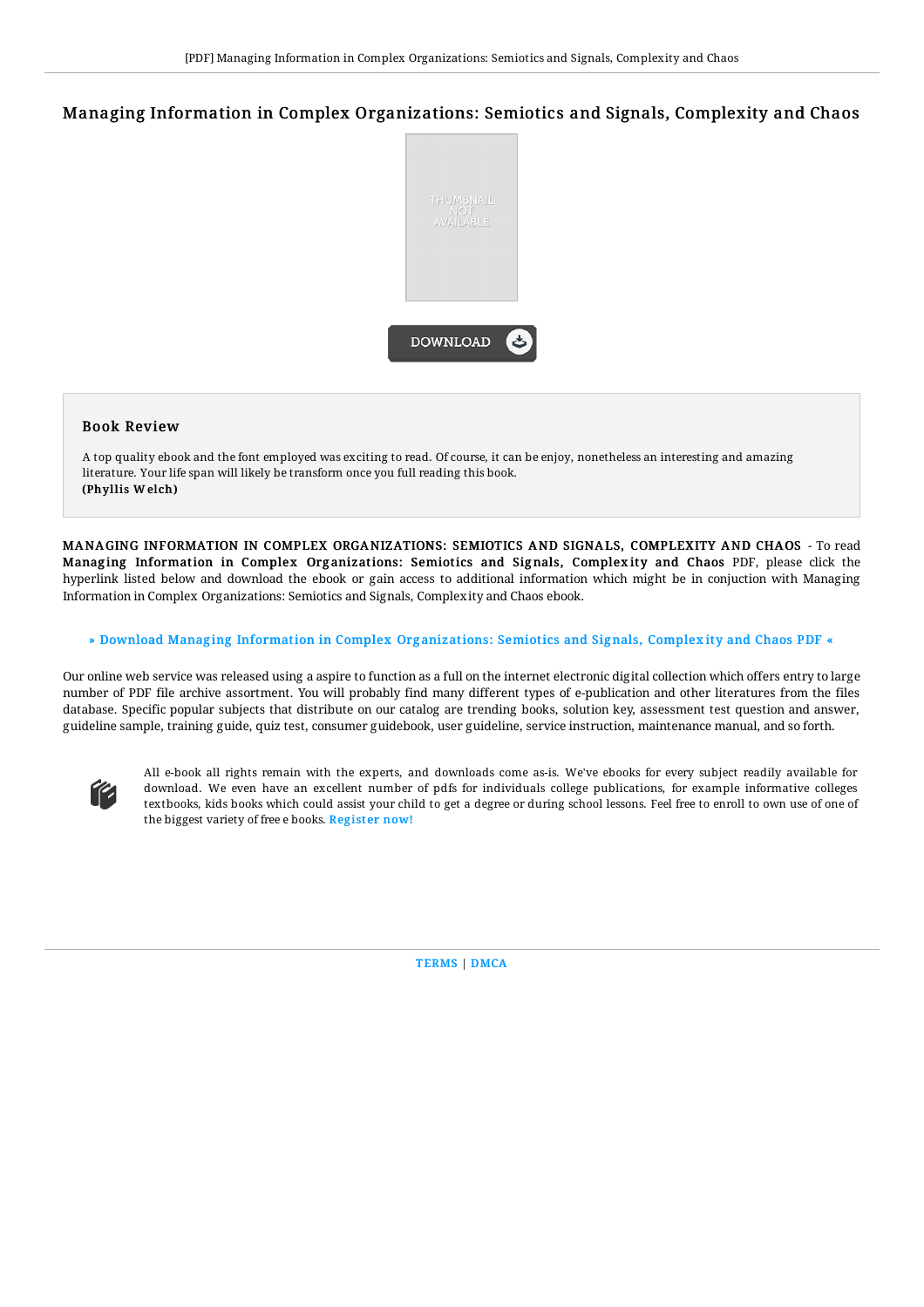# Managing Information in Complex Organizations: Semiotics and Signals, Complexity and Chaos

DOWNLOAD

## Book Review

A top quality ebook and the font employed was exciting to read. Of course, it can be enjoy, nonetheless an interesting and amazing literature. Your life span will likely be transform once you full reading this book.
**(Phyllis Welch)**

**MANAGING INFORMATION IN COMPLEX ORGANIZATIONS: SEMIOTICS AND SIGNALS, COMPLEXITY AND CHAOS** - To read **Managing Information in Complex Organizations: Semiotics and Signals, Complexity and Chaos** PDF, please click the hyperlink listed below and download the ebook or gain access to additional information which might be in conjuction with Managing Information in Complex Organizations: Semiotics and Signals, Complexity and Chaos ebook.

» Download Managing Information in Complex Organizations: Semiotics and Signals, Complexity and Chaos PDF «

Our online web service was released using a aspire to function as a full on the internet electronic digital collection which offers entry to large number of PDF file archive assortment. You will probably find many different types of e-publication and other literatures from the files database. Specific popular subjects that distribute on our catalog are trending books, solution key, assessment test question and answer, guideline sample, training guide, quiz test, consumer guidebook, user guideline, service instruction, maintenance manual, and so forth.

All e-book all rights remain with the experts, and downloads come as-is. We've ebooks for every subject readily available for download. We even have an excellent number of pdfs for individuals college publications, for example informative colleges textbooks, kids books which could assist your child to get a degree or during school lessons. Feel free to enroll to own use of one of the biggest variety of free e books. Register now!

TERMS | DMCA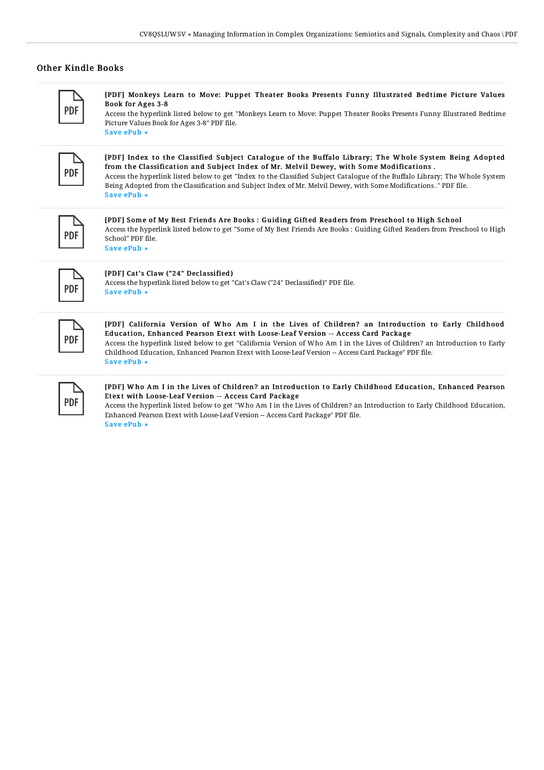## Other Kindle Books

**[PDF] Monkeys Learn to Move: Puppet Theater Books Presents Funny Illustrated Bedtime Picture Values Book for Ages 3-8**

Access the hyperlink listed below to get "Monkeys Learn to Move: Puppet Theater Books Presents Funny Illustrated Bedtime Picture Values Book for Ages 3-8" PDF file.

Save ePub »

**[PDF] Index to the Classified Subject Catalogue of the Buffalo Library; The Whole System Being Adopted from the Classification and Subject Index of Mr. Melvil Dewey, with Some Modifications .**

Access the hyperlink listed below to get "Index to the Classified Subject Catalogue of the Buffalo Library; The Whole System Being Adopted from the Classification and Subject Index of Mr. Melvil Dewey, with Some Modifications ." PDF file.

Save ePub »

**[PDF] Some of My Best Friends Are Books : Guiding Gifted Readers from Preschool to High School**

Access the hyperlink listed below to get "Some of My Best Friends Are Books : Guiding Gifted Readers from Preschool to High School" PDF file.

Save ePub »

**[PDF] Cat's Claw ("24" Declassified)**

Access the hyperlink listed below to get "Cat's Claw ("24" Declassified)" PDF file.

Save ePub »

**[PDF] California Version of Who Am I in the Lives of Children? an Introduction to Early Childhood Education, Enhanced Pearson Etext with Loose-Leaf Version -- Access Card Package**

Access the hyperlink listed below to get "California Version of Who Am I in the Lives of Children? an Introduction to Early Childhood Education, Enhanced Pearson Etext with Loose-Leaf Version -- Access Card Package" PDF file.

Save ePub »

**[PDF] Who Am I in the Lives of Children? an Introduction to Early Childhood Education, Enhanced Pearson Etext with Loose-Leaf Version -- Access Card Package**

Access the hyperlink listed below to get "Who Am I in the Lives of Children? an Introduction to Early Childhood Education, Enhanced Pearson Etext with Loose-Leaf Version -- Access Card Package" PDF file.

Save ePub »